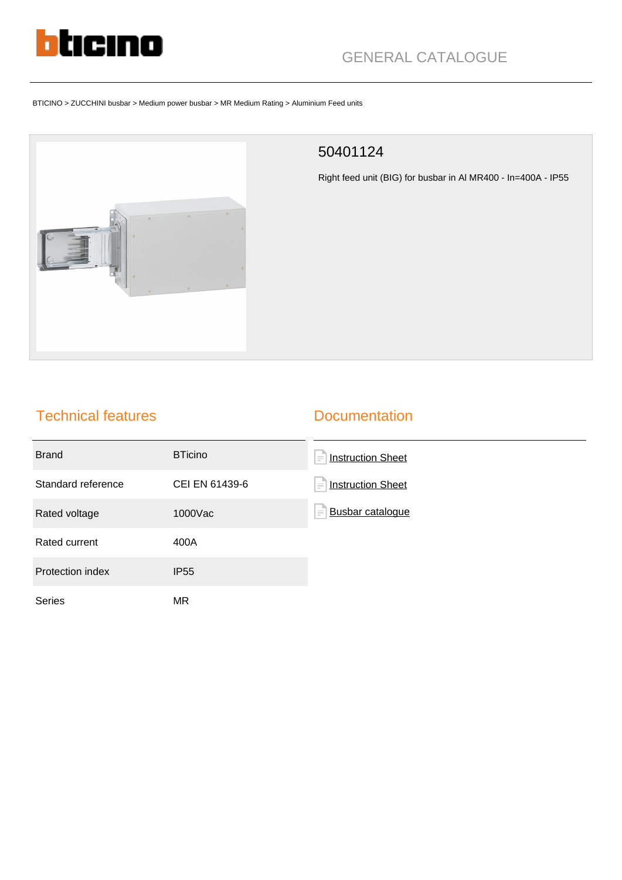GENERAL CATALOGUE

BTICINO > ZUCCHINI busbar > Medium power busbar > MR Medium Rating > Aluminium Feed units

# 50401124

Right feed unit (BIG) for busbar in Al MR400 - In=400A - IP55

## Technical features

| | |
|---|---|
| Brand | BTicino |
| Standard reference | CEI EN 61439-6 |
| Rated voltage | 1000Vac |
| Rated current | 400A |
| Protection index | IP55 |
| Series | MR |

## Documentation

- Instruction Sheet
- Instruction Sheet
- Busbar catalogue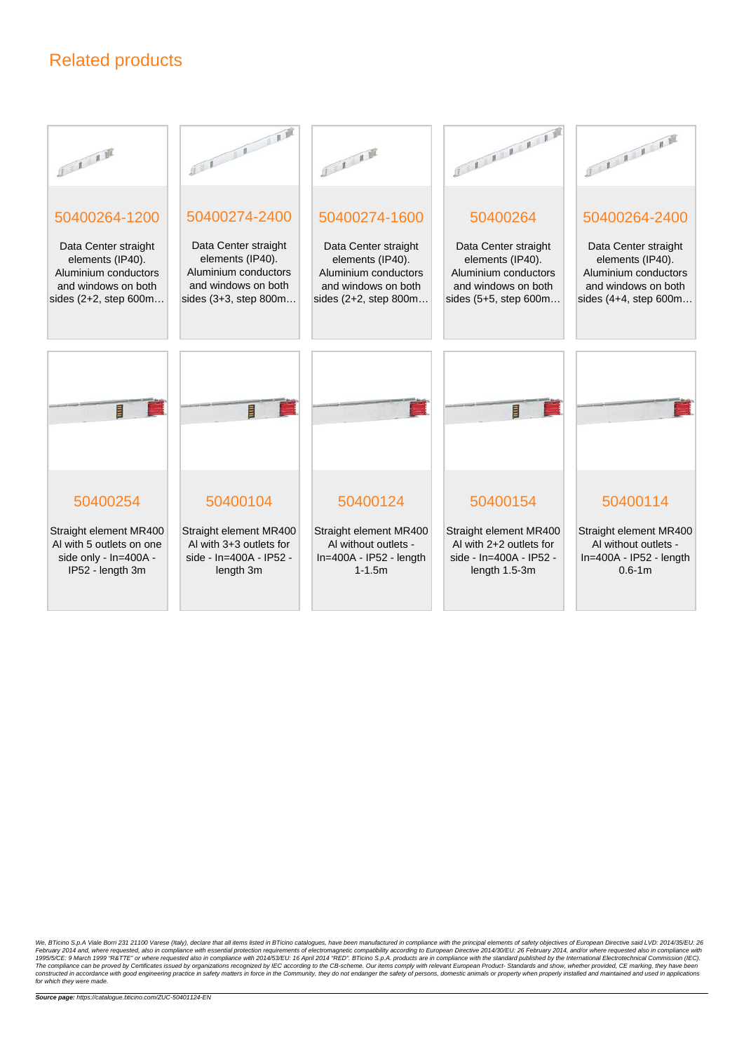## Related products

### 50400264-1200

Data Center straight elements (IP40). Aluminium conductors and windows on both sides (2+2, step 600m…

### 50400274-2400

Data Center straight elements (IP40). Aluminium conductors and windows on both sides (3+3, step 800m…

### 50400274-1600

Data Center straight elements (IP40). Aluminium conductors and windows on both sides (2+2, step 800m…

### 50400264

Data Center straight elements (IP40). Aluminium conductors and windows on both sides (5+5, step 600m…

### 50400264-2400

Data Center straight elements (IP40). Aluminium conductors and windows on both sides (4+4, step 600m…

### 50400254

Straight element MR400 Al with 5 outlets on one side only - In=400A - IP52 - length 3m

### 50400104

Straight element MR400 Al with 3+3 outlets for side - In=400A - IP52 - length 3m

### 50400124

Straight element MR400 Al without outlets - In=400A - IP52 - length 1-1.5m

### 50400154

Straight element MR400 Al with 2+2 outlets for side - In=400A - IP52 - length 1.5-3m

### 50400114

Straight element MR400 Al without outlets - In=400A - IP52 - length 0.6-1m

*We, BTicino S.p.A Viale Borri 231 21100 Varese (Italy), declare that all items listed in BTicino catalogues, have been manufactured in compliance with the principal elements of safety objectives of European Directive said LVD: 2014/35/EU: 26 February 2014 and, where requested, also in compliance with essential protection requirements of electromagnetic compatibility according to European Directive 2014/30/EU: 26 February 2014, and/or where requested also in compliance with 1995/5/CE: 9 March 1999 "R&TTE" or where requested also in compliance with 2014/53/EU: 16 April 2014 "RED". BTicino S.p.A. products are in compliance with the standard published by the International Electrotechnical Commission (IEC). The compliance can be proved by Certificates issued by organizations recognized by IEC according to the CB-scheme. Our items comply with relevant European Product- Standards and show, whether provided, CE marking, they have been constructed in accordance with good engineering practice in safety matters in force in the Community, they do not endanger the safety of persons, domestic animals or property when properly installed and maintained and used in applications for which they were made.*

**Source page:** https://catalogue.bticino.com/ZUC-50401124-EN